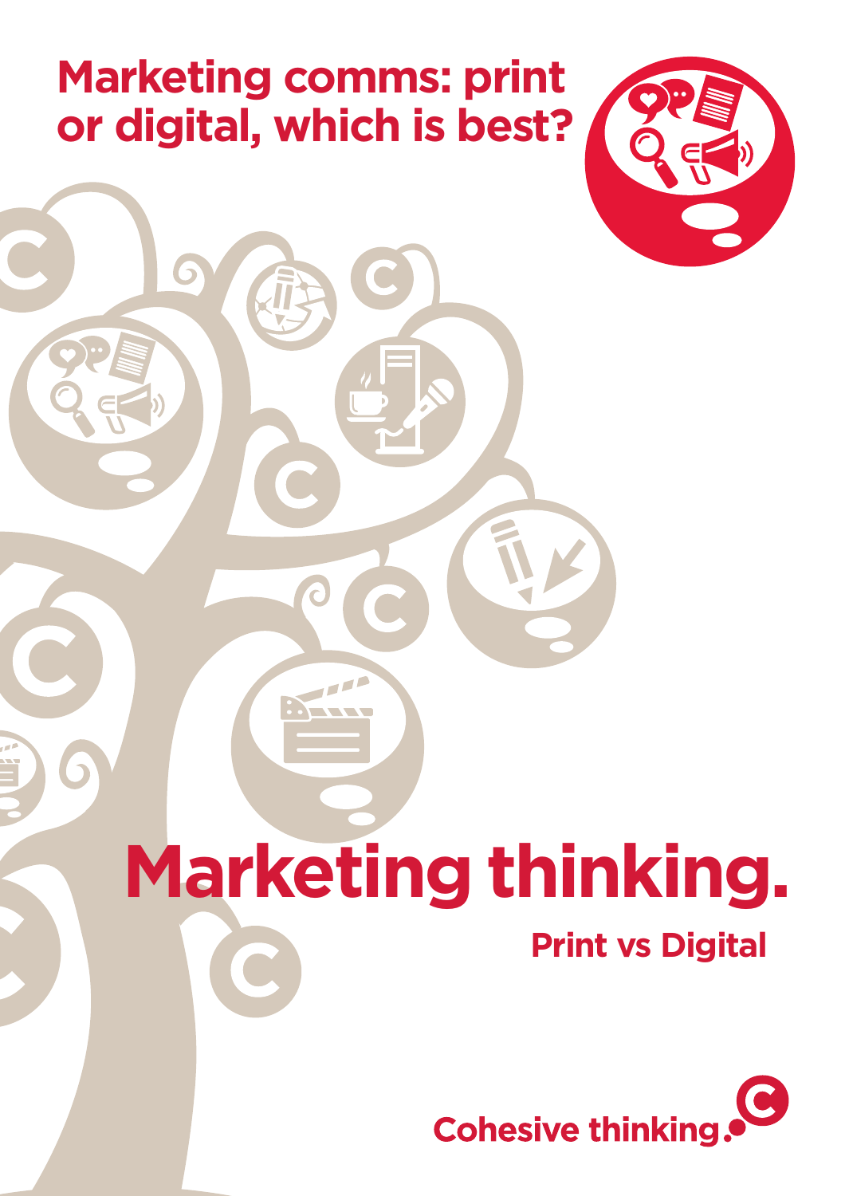# Marketing comms: print or digital, which is best?

# Marketing thinking.

## Print vs Digital

Cohesive thinking.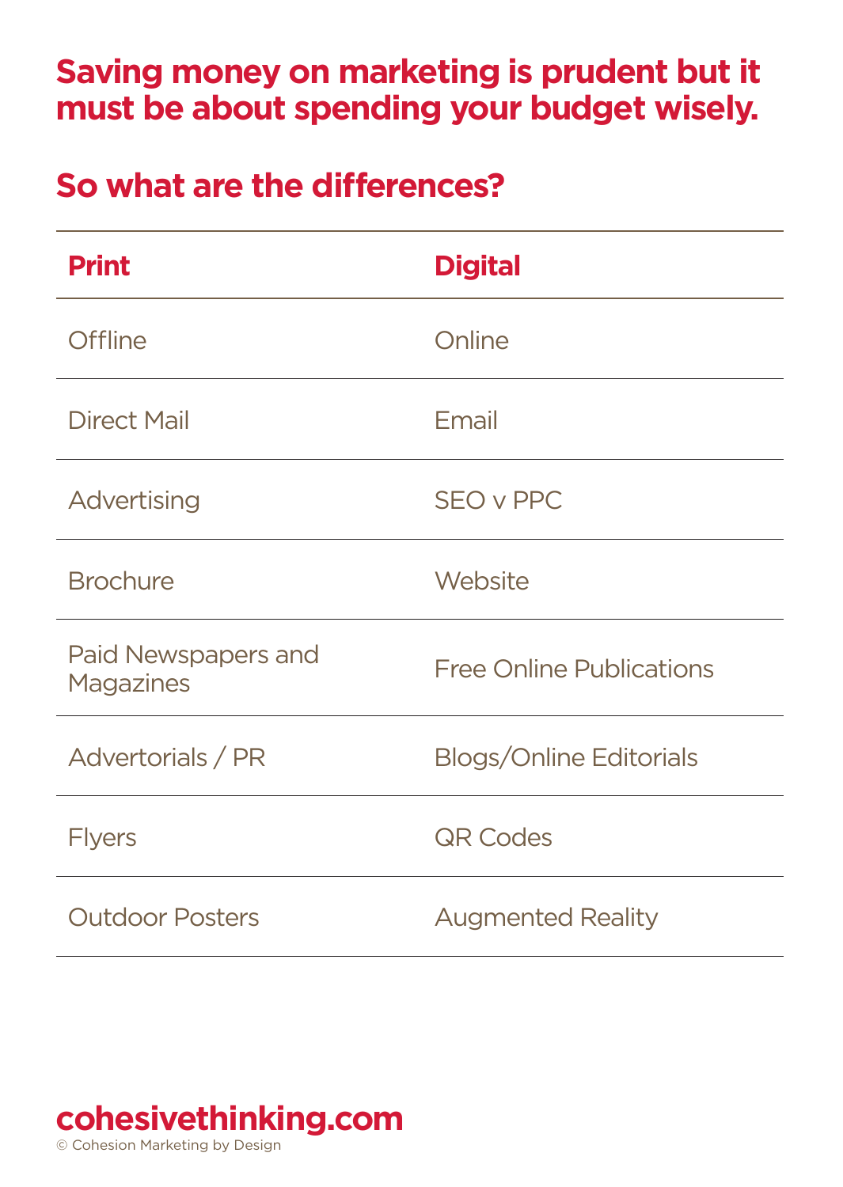## Saving money on marketing is prudent but it must be about spending your budget wisely.

## So what are the differences?

| Print | Digital |
| --- | --- |
| Offline | Online |
| Direct Mail | Email |
| Advertising | SEO v PPC |
| Brochure | Website |
| Paid Newspapers and Magazines | Free Online Publications |
| Advertorials / PR | Blogs/Online Editorials |
| Flyers | QR Codes |
| Outdoor Posters | Augmented Reality |

**cohesivethinking.com**
© Cohesion Marketing by Design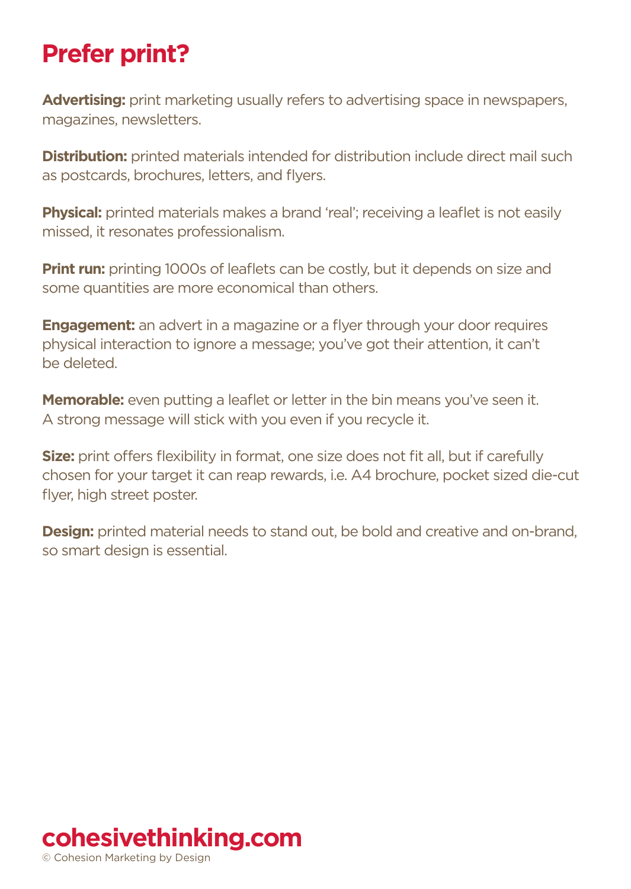# Prefer print?

**Advertising:** print marketing usually refers to advertising space in newspapers, magazines, newsletters.

**Distribution:** printed materials intended for distribution include direct mail such as postcards, brochures, letters, and flyers.

**Physical:** printed materials makes a brand 'real'; receiving a leaflet is not easily missed, it resonates professionalism.

**Print run:** printing 1000s of leaflets can be costly, but it depends on size and some quantities are more economical than others.

**Engagement:** an advert in a magazine or a flyer through your door requires physical interaction to ignore a message; you've got their attention, it can't be deleted.

**Memorable:** even putting a leaflet or letter in the bin means you've seen it. A strong message will stick with you even if you recycle it.

**Size:** print offers flexibility in format, one size does not fit all, but if carefully chosen for your target it can reap rewards, i.e. A4 brochure, pocket sized die-cut flyer, high street poster.

**Design:** printed material needs to stand out, be bold and creative and on-brand, so smart design is essential.

**cohesivethinking.com**
© Cohesion Marketing by Design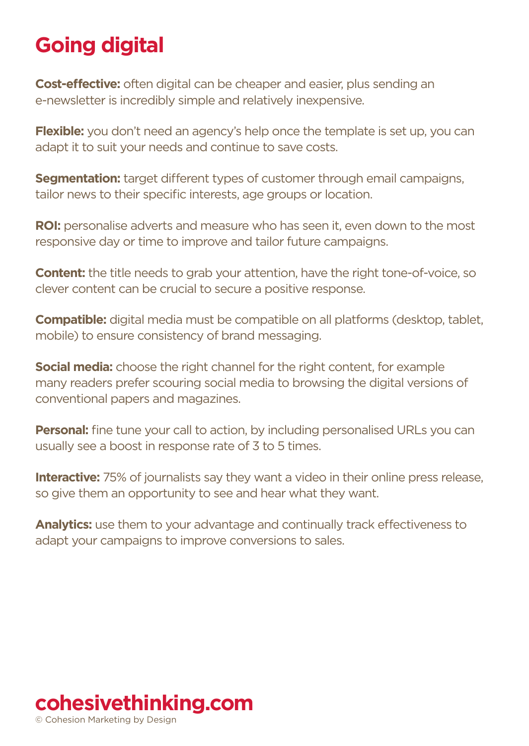# Going digital

**Cost-effective:** often digital can be cheaper and easier, plus sending an e-newsletter is incredibly simple and relatively inexpensive.

**Flexible:** you don't need an agency's help once the template is set up, you can adapt it to suit your needs and continue to save costs.

**Segmentation:** target different types of customer through email campaigns, tailor news to their specific interests, age groups or location.

**ROI:** personalise adverts and measure who has seen it, even down to the most responsive day or time to improve and tailor future campaigns.

**Content:** the title needs to grab your attention, have the right tone-of-voice, so clever content can be crucial to secure a positive response.

**Compatible:** digital media must be compatible on all platforms (desktop, tablet, mobile) to ensure consistency of brand messaging.

**Social media:** choose the right channel for the right content, for example many readers prefer scouring social media to browsing the digital versions of conventional papers and magazines.

**Personal:** fine tune your call to action, by including personalised URLs you can usually see a boost in response rate of 3 to 5 times.

**Interactive:** 75% of journalists say they want a video in their online press release, so give them an opportunity to see and hear what they want.

**Analytics:** use them to your advantage and continually track effectiveness to adapt your campaigns to improve conversions to sales.

**cohesivethinking.com**

© Cohesion Marketing by Design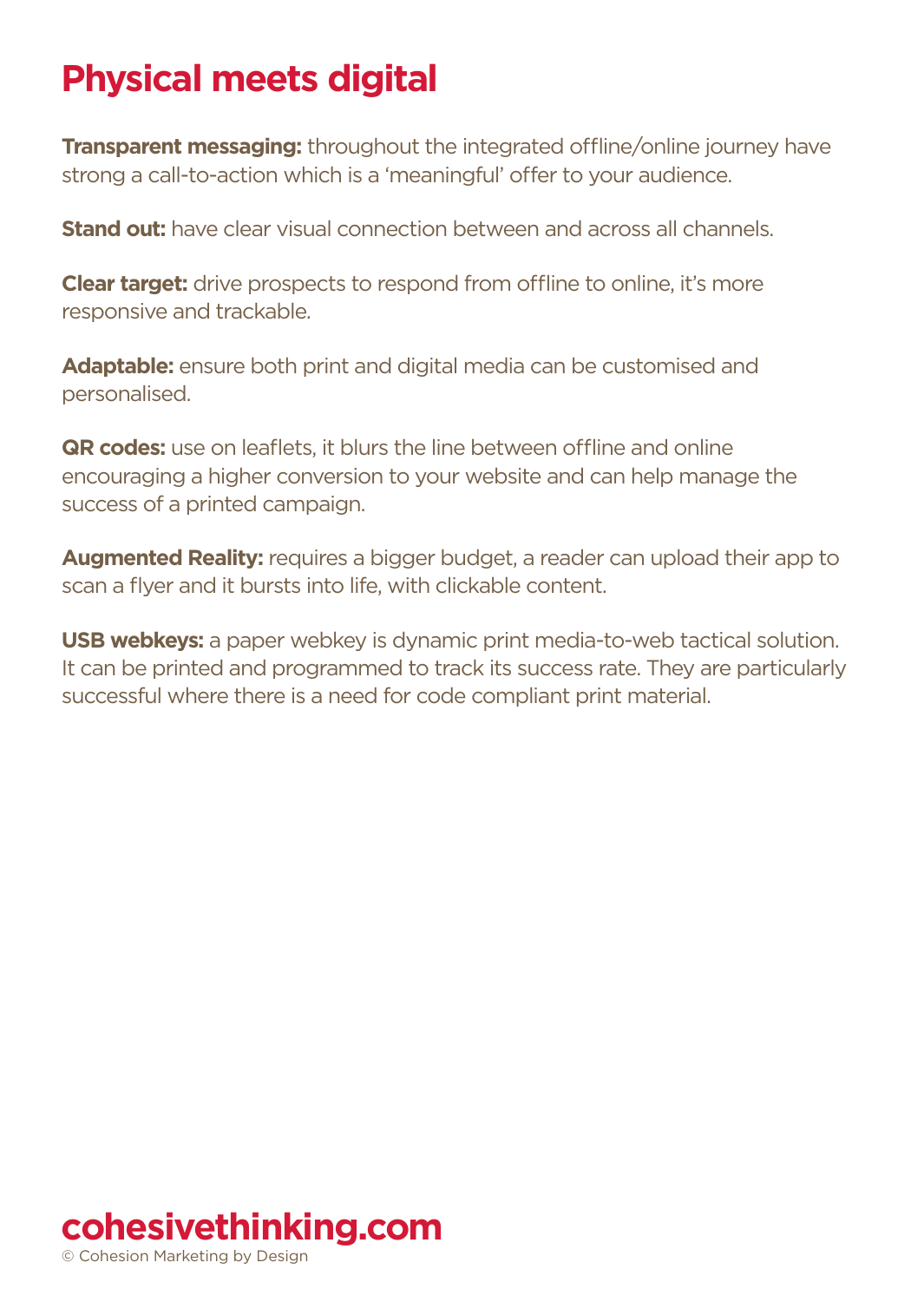# Physical meets digital

**Transparent messaging:** throughout the integrated offline/online journey have strong a call-to-action which is a 'meaningful' offer to your audience.

**Stand out:** have clear visual connection between and across all channels.

**Clear target:** drive prospects to respond from offline to online, it's more responsive and trackable.

**Adaptable:** ensure both print and digital media can be customised and personalised.

**QR codes:** use on leaflets, it blurs the line between offline and online encouraging a higher conversion to your website and can help manage the success of a printed campaign.

**Augmented Reality:** requires a bigger budget, a reader can upload their app to scan a flyer and it bursts into life, with clickable content.

**USB webkeys:** a paper webkey is dynamic print media-to-web tactical solution. It can be printed and programmed to track its success rate. They are particularly successful where there is a need for code compliant print material.

**cohesivethinking.com**
© Cohesion Marketing by Design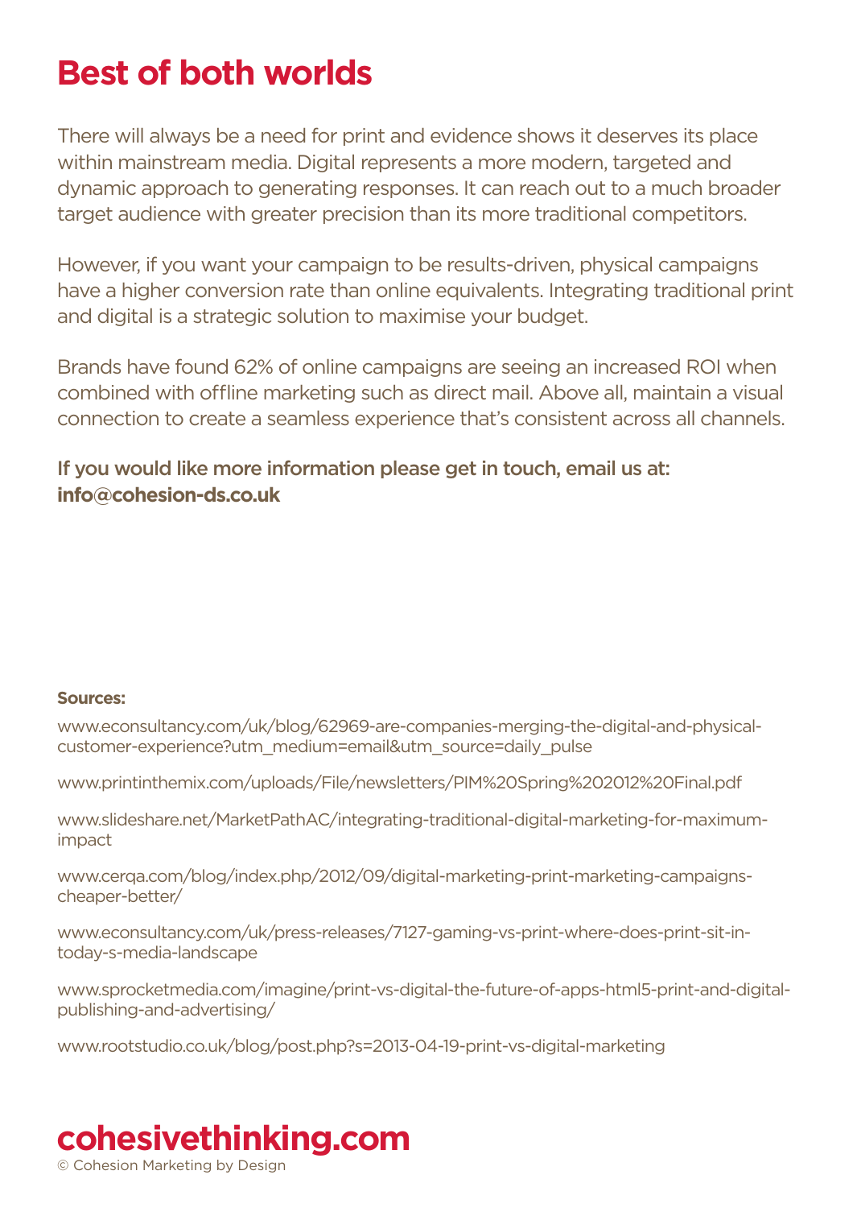# Best of both worlds

There will always be a need for print and evidence shows it deserves its place within mainstream media. Digital represents a more modern, targeted and dynamic approach to generating responses. It can reach out to a much broader target audience with greater precision than its more traditional competitors.

However, if you want your campaign to be results-driven, physical campaigns have a higher conversion rate than online equivalents. Integrating traditional print and digital is a strategic solution to maximise your budget.

Brands have found 62% of online campaigns are seeing an increased ROI when combined with offline marketing such as direct mail. Above all, maintain a visual connection to create a seamless experience that's consistent across all channels.

**If you would like more information please get in touch, email us at: info@cohesion-ds.co.uk**

**Sources:**

www.econsultancy.com/uk/blog/62969-are-companies-merging-the-digital-and-physical-customer-experience?utm_medium=email&utm_source=daily_pulse

www.printinthemix.com/uploads/File/newsletters/PIM%20Spring%202012%20Final.pdf

www.slideshare.net/MarketPathAC/integrating-traditional-digital-marketing-for-maximum-impact

www.cerqa.com/blog/index.php/2012/09/digital-marketing-print-marketing-campaigns-cheaper-better/

www.econsultancy.com/uk/press-releases/7127-gaming-vs-print-where-does-print-sit-in-today-s-media-landscape

www.sprocketmedia.com/imagine/print-vs-digital-the-future-of-apps-html5-print-and-digital-publishing-and-advertising/

www.rootstudio.co.uk/blog/post.php?s=2013-04-19-print-vs-digital-marketing

**cohesivethinking.com**

© Cohesion Marketing by Design